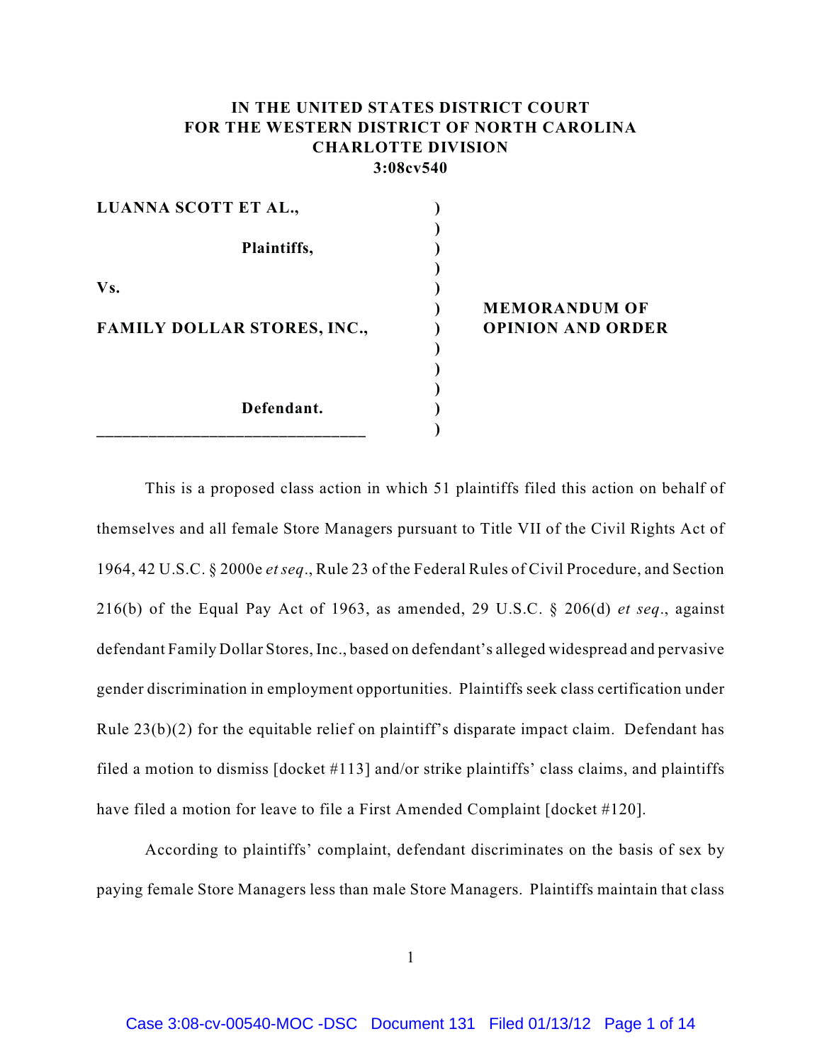**IN THE UNITED STATES DISTRICT COURT**
**FOR THE WESTERN DISTRICT OF NORTH CAROLINA**
**CHARLOTTE DIVISION**
**3:08cv540**

| | | |
|---|---|---|
| **LUANNA SCOTT ET AL.,** | ) | |
| | ) | |
| **Plaintiffs,** | ) | |
| | ) | |
| **Vs.** | ) | |
| | ) | **MEMORANDUM OF** |
| **FAMILY DOLLAR STORES, INC.,** | ) | **OPINION AND ORDER** |
| | ) | |
| | ) | |
| | ) | |
| **Defendant.** | ) | |
| _______________________________ | ) | |

This is a proposed class action in which 51 plaintiffs filed this action on behalf of themselves and all female Store Managers pursuant to Title VII of the Civil Rights Act of 1964, 42 U.S.C. § 2000e *et seq*., Rule 23 of the Federal Rules of Civil Procedure, and Section 216(b) of the Equal Pay Act of 1963, as amended, 29 U.S.C. § 206(d) *et seq*., against defendant Family Dollar Stores, Inc., based on defendant's alleged widespread and pervasive gender discrimination in employment opportunities. Plaintiffs seek class certification under Rule 23(b)(2) for the equitable relief on plaintiff's disparate impact claim. Defendant has filed a motion to dismiss [docket #113] and/or strike plaintiffs' class claims, and plaintiffs have filed a motion for leave to file a First Amended Complaint [docket #120].

According to plaintiffs' complaint, defendant discriminates on the basis of sex by paying female Store Managers less than male Store Managers. Plaintiffs maintain that class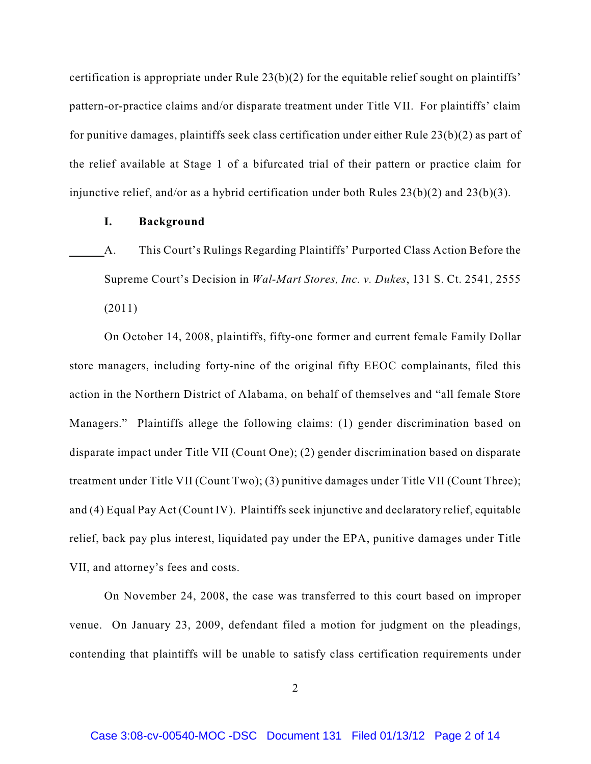certification is appropriate under Rule 23(b)(2) for the equitable relief sought on plaintiffs' pattern-or-practice claims and/or disparate treatment under Title VII. For plaintiffs' claim for punitive damages, plaintiffs seek class certification under either Rule 23(b)(2) as part of the relief available at Stage 1 of a bifurcated trial of their pattern or practice claim for injunctive relief, and/or as a hybrid certification under both Rules 23(b)(2) and 23(b)(3).

## I. Background

### A. This Court's Rulings Regarding Plaintiffs' Purported Class Action Before the Supreme Court's Decision in *Wal-Mart Stores, Inc. v. Dukes*, 131 S. Ct. 2541, 2555 (2011)

On October 14, 2008, plaintiffs, fifty-one former and current female Family Dollar store managers, including forty-nine of the original fifty EEOC complainants, filed this action in the Northern District of Alabama, on behalf of themselves and "all female Store Managers." Plaintiffs allege the following claims: (1) gender discrimination based on disparate impact under Title VII (Count One); (2) gender discrimination based on disparate treatment under Title VII (Count Two); (3) punitive damages under Title VII (Count Three); and (4) Equal Pay Act (Count IV). Plaintiffs seek injunctive and declaratory relief, equitable relief, back pay plus interest, liquidated pay under the EPA, punitive damages under Title VII, and attorney's fees and costs.

On November 24, 2008, the case was transferred to this court based on improper venue. On January 23, 2009, defendant filed a motion for judgment on the pleadings, contending that plaintiffs will be unable to satisfy class certification requirements under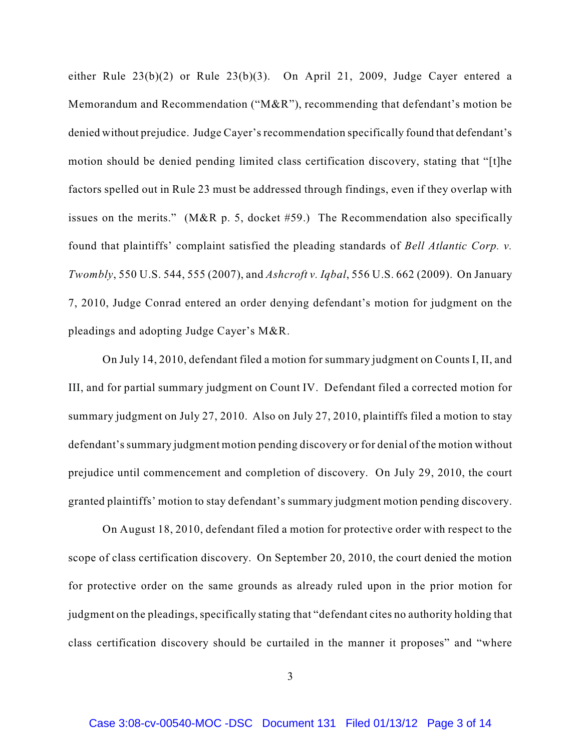either Rule 23(b)(2) or Rule 23(b)(3). On April 21, 2009, Judge Cayer entered a Memorandum and Recommendation ("M&R"), recommending that defendant's motion be denied without prejudice. Judge Cayer's recommendation specifically found that defendant's motion should be denied pending limited class certification discovery, stating that "[t]he factors spelled out in Rule 23 must be addressed through findings, even if they overlap with issues on the merits." (M&R p. 5, docket #59.) The Recommendation also specifically found that plaintiffs' complaint satisfied the pleading standards of *Bell Atlantic Corp. v. Twombly*, 550 U.S. 544, 555 (2007), and *Ashcroft v. Iqbal*, 556 U.S. 662 (2009). On January 7, 2010, Judge Conrad entered an order denying defendant's motion for judgment on the pleadings and adopting Judge Cayer's M&R.

On July 14, 2010, defendant filed a motion for summary judgment on Counts I, II, and III, and for partial summary judgment on Count IV. Defendant filed a corrected motion for summary judgment on July 27, 2010. Also on July 27, 2010, plaintiffs filed a motion to stay defendant's summary judgment motion pending discovery or for denial of the motion without prejudice until commencement and completion of discovery. On July 29, 2010, the court granted plaintiffs' motion to stay defendant's summary judgment motion pending discovery.

On August 18, 2010, defendant filed a motion for protective order with respect to the scope of class certification discovery. On September 20, 2010, the court denied the motion for protective order on the same grounds as already ruled upon in the prior motion for judgment on the pleadings, specifically stating that "defendant cites no authority holding that class certification discovery should be curtailed in the manner it proposes" and "where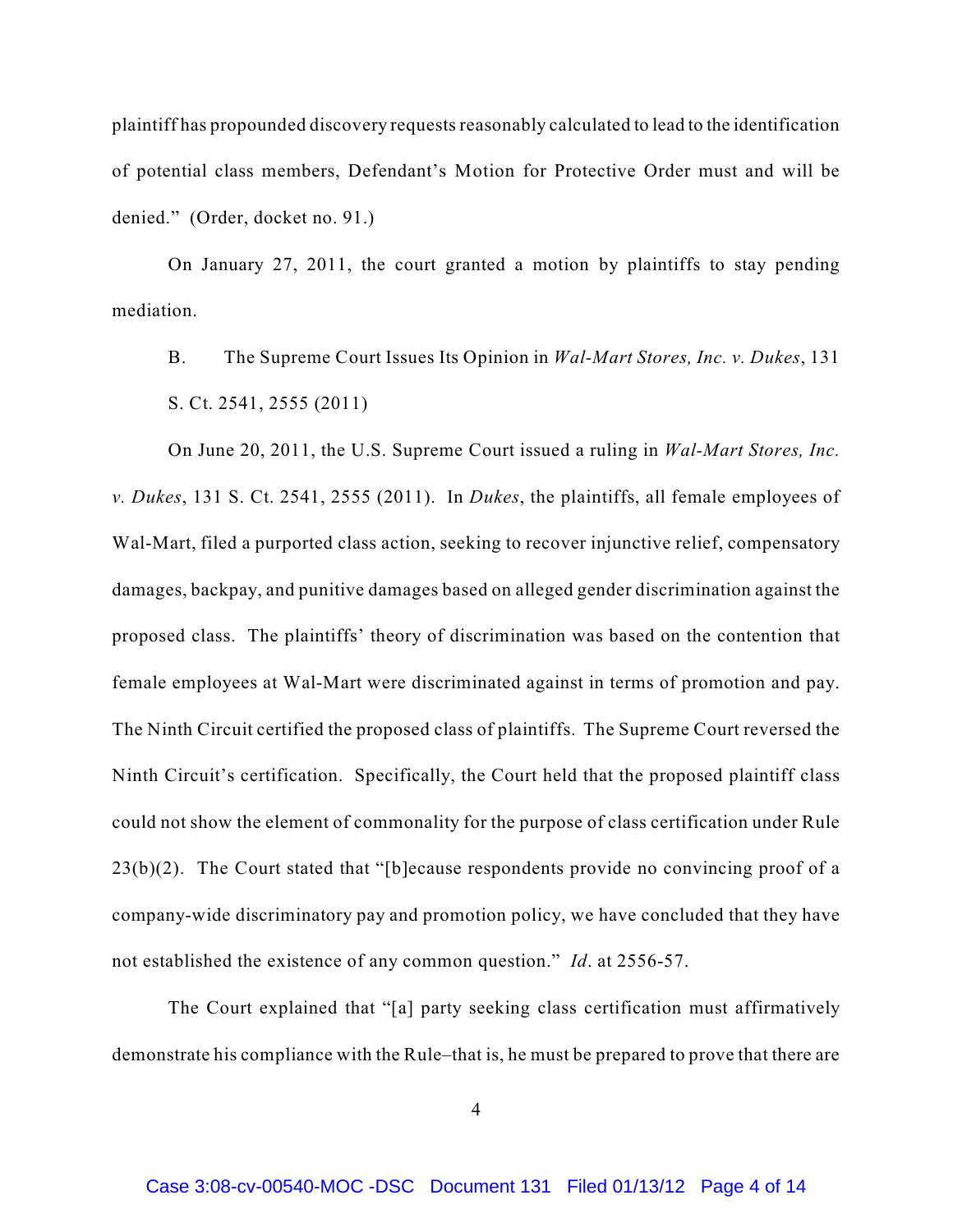plaintiff has propounded discovery requests reasonably calculated to lead to the identification of potential class members, Defendant's Motion for Protective Order must and will be denied." (Order, docket no. 91.)

On January 27, 2011, the court granted a motion by plaintiffs to stay pending mediation.

B. The Supreme Court Issues Its Opinion in *Wal-Mart Stores, Inc. v. Dukes*, 131 S. Ct. 2541, 2555 (2011)

On June 20, 2011, the U.S. Supreme Court issued a ruling in *Wal-Mart Stores, Inc. v. Dukes*, 131 S. Ct. 2541, 2555 (2011). In *Dukes*, the plaintiffs, all female employees of Wal-Mart, filed a purported class action, seeking to recover injunctive relief, compensatory damages, backpay, and punitive damages based on alleged gender discrimination against the proposed class. The plaintiffs' theory of discrimination was based on the contention that female employees at Wal-Mart were discriminated against in terms of promotion and pay. The Ninth Circuit certified the proposed class of plaintiffs. The Supreme Court reversed the Ninth Circuit's certification. Specifically, the Court held that the proposed plaintiff class could not show the element of commonality for the purpose of class certification under Rule 23(b)(2). The Court stated that "[b]ecause respondents provide no convincing proof of a company-wide discriminatory pay and promotion policy, we have concluded that they have not established the existence of any common question." *Id*. at 2556-57.

The Court explained that "[a] party seeking class certification must affirmatively demonstrate his compliance with the Rule–that is, he must be prepared to prove that there are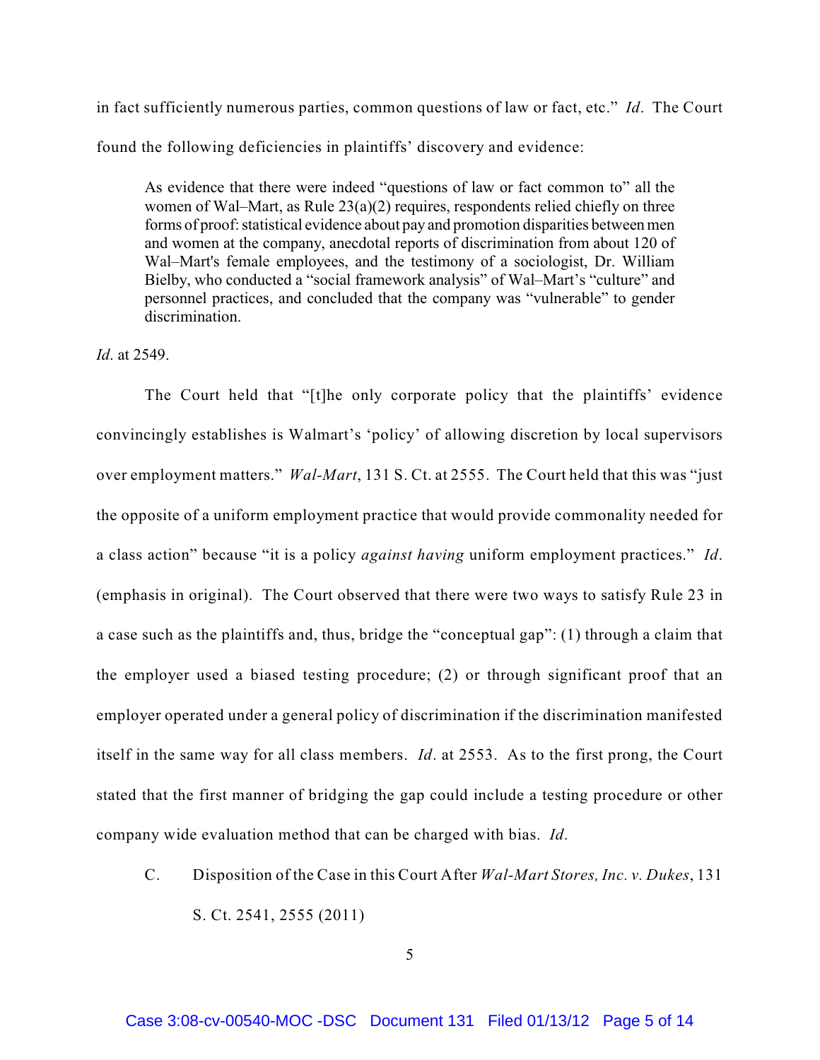in fact sufficiently numerous parties, common questions of law or fact, etc." *Id*. The Court found the following deficiencies in plaintiffs' discovery and evidence:

> As evidence that there were indeed "questions of law or fact common to" all the women of Wal–Mart, as Rule 23(a)(2) requires, respondents relied chiefly on three forms of proof: statistical evidence about pay and promotion disparities between men and women at the company, anecdotal reports of discrimination from about 120 of Wal–Mart's female employees, and the testimony of a sociologist, Dr. William Bielby, who conducted a "social framework analysis" of Wal–Mart's "culture" and personnel practices, and concluded that the company was "vulnerable" to gender discrimination.

*Id*. at 2549.

The Court held that "[t]he only corporate policy that the plaintiffs' evidence convincingly establishes is Walmart's 'policy' of allowing discretion by local supervisors over employment matters." *Wal-Mart*, 131 S. Ct. at 2555. The Court held that this was "just the opposite of a uniform employment practice that would provide commonality needed for a class action" because "it is a policy *against having* uniform employment practices." *Id*. (emphasis in original). The Court observed that there were two ways to satisfy Rule 23 in a case such as the plaintiffs and, thus, bridge the "conceptual gap": (1) through a claim that the employer used a biased testing procedure; (2) or through significant proof that an employer operated under a general policy of discrimination if the discrimination manifested itself in the same way for all class members. *Id*. at 2553. As to the first prong, the Court stated that the first manner of bridging the gap could include a testing procedure or other company wide evaluation method that can be charged with bias. *Id*.

C. Disposition of the Case in this Court After *Wal-Mart Stores, Inc. v. Dukes*, 131 S. Ct. 2541, 2555 (2011)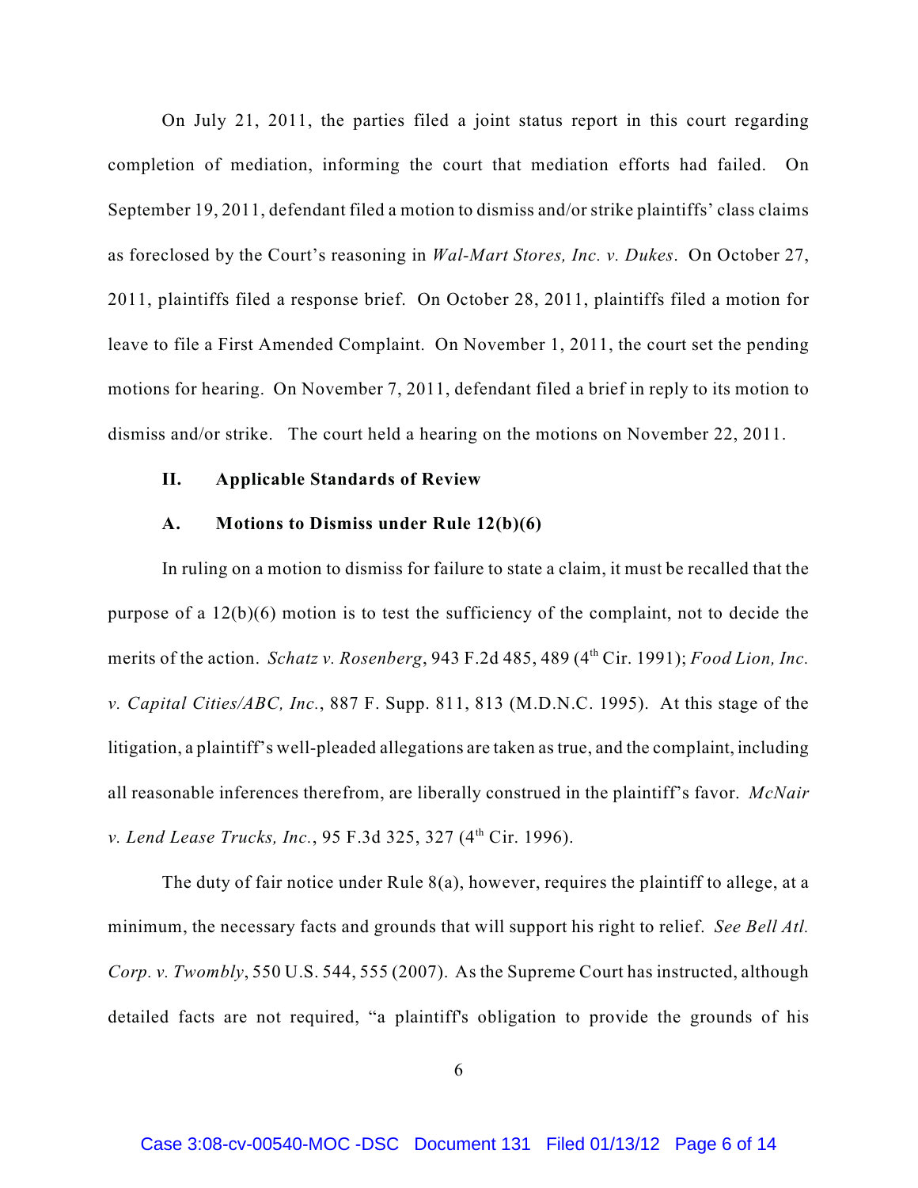On July 21, 2011, the parties filed a joint status report in this court regarding completion of mediation, informing the court that mediation efforts had failed. On September 19, 2011, defendant filed a motion to dismiss and/or strike plaintiffs' class claims as foreclosed by the Court's reasoning in *Wal-Mart Stores, Inc. v. Dukes*. On October 27, 2011, plaintiffs filed a response brief. On October 28, 2011, plaintiffs filed a motion for leave to file a First Amended Complaint. On November 1, 2011, the court set the pending motions for hearing. On November 7, 2011, defendant filed a brief in reply to its motion to dismiss and/or strike. The court held a hearing on the motions on November 22, 2011.

## II. Applicable Standards of Review

### A. Motions to Dismiss under Rule 12(b)(6)

In ruling on a motion to dismiss for failure to state a claim, it must be recalled that the purpose of a 12(b)(6) motion is to test the sufficiency of the complaint, not to decide the merits of the action. *Schatz v. Rosenberg*, 943 F.2d 485, 489 (4th Cir. 1991); *Food Lion, Inc. v. Capital Cities/ABC, Inc.*, 887 F. Supp. 811, 813 (M.D.N.C. 1995). At this stage of the litigation, a plaintiff's well-pleaded allegations are taken as true, and the complaint, including all reasonable inferences therefrom, are liberally construed in the plaintiff's favor. *McNair v. Lend Lease Trucks, Inc.*, 95 F.3d 325, 327 (4th Cir. 1996).

The duty of fair notice under Rule 8(a), however, requires the plaintiff to allege, at a minimum, the necessary facts and grounds that will support his right to relief. *See Bell Atl. Corp. v. Twombly*, 550 U.S. 544, 555 (2007). As the Supreme Court has instructed, although detailed facts are not required, "a plaintiff's obligation to provide the grounds of his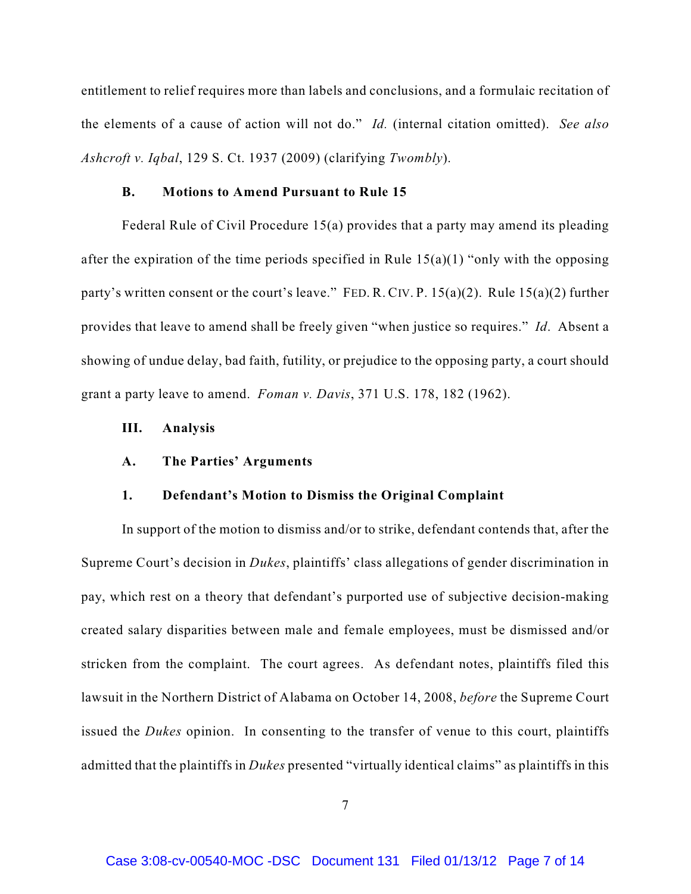entitlement to relief requires more than labels and conclusions, and a formulaic recitation of the elements of a cause of action will not do." *Id.* (internal citation omitted). *See also Ashcroft v. Iqbal*, 129 S. Ct. 1937 (2009) (clarifying *Twombly*).

### B. Motions to Amend Pursuant to Rule 15

Federal Rule of Civil Procedure 15(a) provides that a party may amend its pleading after the expiration of the time periods specified in Rule 15(a)(1) "only with the opposing party's written consent or the court's leave." FED. R. CIV. P. 15(a)(2). Rule 15(a)(2) further provides that leave to amend shall be freely given "when justice so requires." *Id*. Absent a showing of undue delay, bad faith, futility, or prejudice to the opposing party, a court should grant a party leave to amend. *Foman v. Davis*, 371 U.S. 178, 182 (1962).

## III. Analysis

### A. The Parties' Arguments

#### 1. Defendant's Motion to Dismiss the Original Complaint

In support of the motion to dismiss and/or to strike, defendant contends that, after the Supreme Court's decision in *Dukes*, plaintiffs' class allegations of gender discrimination in pay, which rest on a theory that defendant's purported use of subjective decision-making created salary disparities between male and female employees, must be dismissed and/or stricken from the complaint. The court agrees. As defendant notes, plaintiffs filed this lawsuit in the Northern District of Alabama on October 14, 2008, *before* the Supreme Court issued the *Dukes* opinion. In consenting to the transfer of venue to this court, plaintiffs admitted that the plaintiffs in *Dukes* presented "virtually identical claims" as plaintiffs in this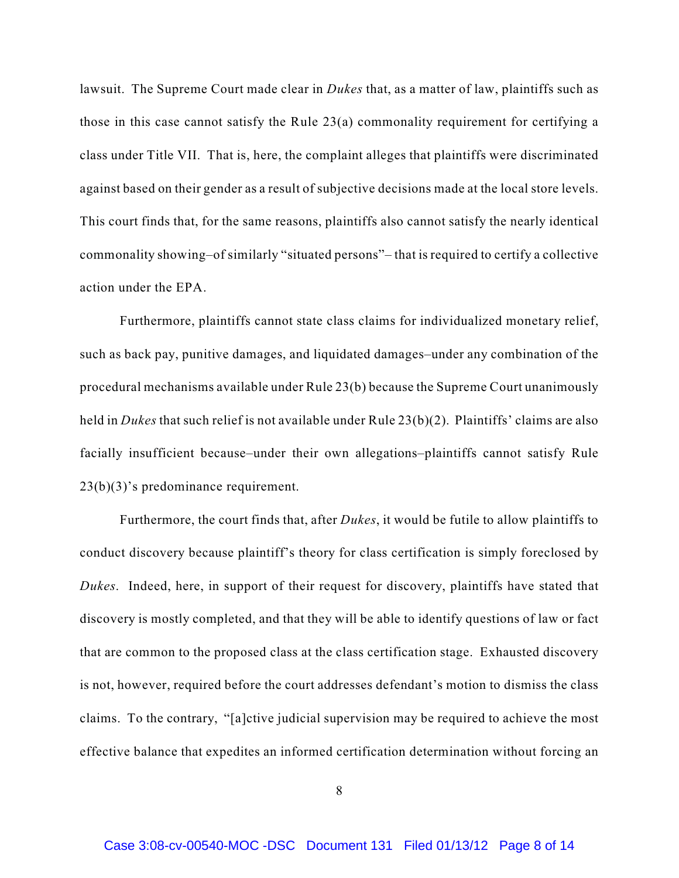lawsuit. The Supreme Court made clear in *Dukes* that, as a matter of law, plaintiffs such as those in this case cannot satisfy the Rule 23(a) commonality requirement for certifying a class under Title VII. That is, here, the complaint alleges that plaintiffs were discriminated against based on their gender as a result of subjective decisions made at the local store levels. This court finds that, for the same reasons, plaintiffs also cannot satisfy the nearly identical commonality showing–of similarly "situated persons"– that is required to certify a collective action under the EPA.

Furthermore, plaintiffs cannot state class claims for individualized monetary relief, such as back pay, punitive damages, and liquidated damages–under any combination of the procedural mechanisms available under Rule 23(b) because the Supreme Court unanimously held in *Dukes* that such relief is not available under Rule 23(b)(2). Plaintiffs' claims are also facially insufficient because–under their own allegations–plaintiffs cannot satisfy Rule 23(b)(3)'s predominance requirement.

Furthermore, the court finds that, after *Dukes*, it would be futile to allow plaintiffs to conduct discovery because plaintiff's theory for class certification is simply foreclosed by *Dukes*. Indeed, here, in support of their request for discovery, plaintiffs have stated that discovery is mostly completed, and that they will be able to identify questions of law or fact that are common to the proposed class at the class certification stage. Exhausted discovery is not, however, required before the court addresses defendant's motion to dismiss the class claims. To the contrary, "[a]ctive judicial supervision may be required to achieve the most effective balance that expedites an informed certification determination without forcing an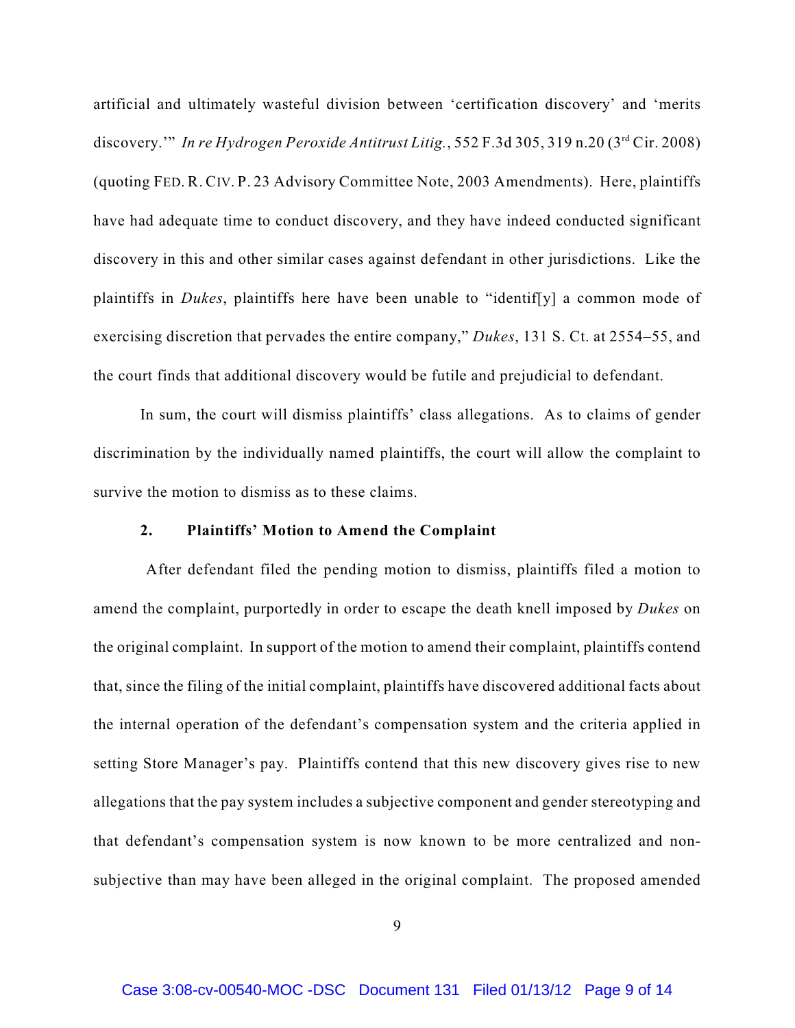artificial and ultimately wasteful division between 'certification discovery' and 'merits discovery.'" *In re Hydrogen Peroxide Antitrust Litig.*, 552 F.3d 305, 319 n.20 (3rd Cir. 2008) (quoting FED. R. CIV. P. 23 Advisory Committee Note, 2003 Amendments). Here, plaintiffs have had adequate time to conduct discovery, and they have indeed conducted significant discovery in this and other similar cases against defendant in other jurisdictions. Like the plaintiffs in *Dukes*, plaintiffs here have been unable to "identif[y] a common mode of exercising discretion that pervades the entire company," *Dukes*, 131 S. Ct. at 2554–55, and the court finds that additional discovery would be futile and prejudicial to defendant.

In sum, the court will dismiss plaintiffs' class allegations. As to claims of gender discrimination by the individually named plaintiffs, the court will allow the complaint to survive the motion to dismiss as to these claims.

**2. Plaintiffs' Motion to Amend the Complaint**

After defendant filed the pending motion to dismiss, plaintiffs filed a motion to amend the complaint, purportedly in order to escape the death knell imposed by *Dukes* on the original complaint. In support of the motion to amend their complaint, plaintiffs contend that, since the filing of the initial complaint, plaintiffs have discovered additional facts about the internal operation of the defendant's compensation system and the criteria applied in setting Store Manager's pay. Plaintiffs contend that this new discovery gives rise to new allegations that the pay system includes a subjective component and gender stereotyping and that defendant's compensation system is now known to be more centralized and non-subjective than may have been alleged in the original complaint. The proposed amended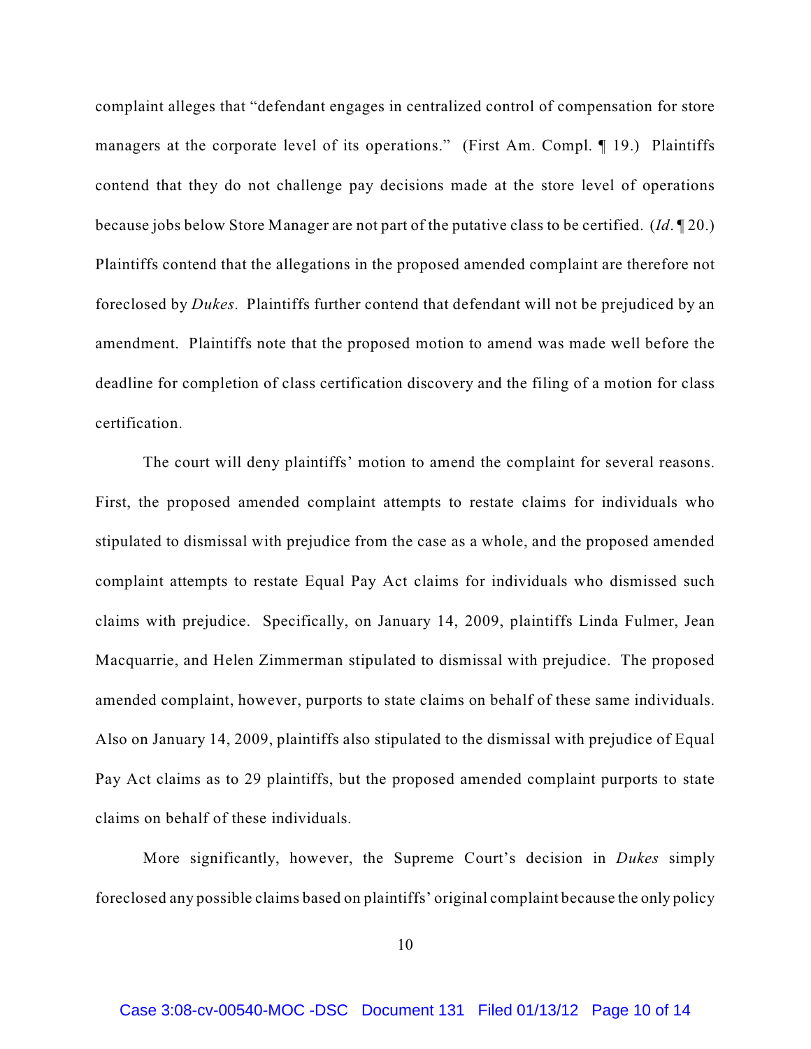complaint alleges that "defendant engages in centralized control of compensation for store managers at the corporate level of its operations." (First Am. Compl. ¶ 19.) Plaintiffs contend that they do not challenge pay decisions made at the store level of operations because jobs below Store Manager are not part of the putative class to be certified. (*Id*. ¶ 20.) Plaintiffs contend that the allegations in the proposed amended complaint are therefore not foreclosed by *Dukes*. Plaintiffs further contend that defendant will not be prejudiced by an amendment. Plaintiffs note that the proposed motion to amend was made well before the deadline for completion of class certification discovery and the filing of a motion for class certification.

The court will deny plaintiffs' motion to amend the complaint for several reasons. First, the proposed amended complaint attempts to restate claims for individuals who stipulated to dismissal with prejudice from the case as a whole, and the proposed amended complaint attempts to restate Equal Pay Act claims for individuals who dismissed such claims with prejudice. Specifically, on January 14, 2009, plaintiffs Linda Fulmer, Jean Macquarrie, and Helen Zimmerman stipulated to dismissal with prejudice. The proposed amended complaint, however, purports to state claims on behalf of these same individuals. Also on January 14, 2009, plaintiffs also stipulated to the dismissal with prejudice of Equal Pay Act claims as to 29 plaintiffs, but the proposed amended complaint purports to state claims on behalf of these individuals.

More significantly, however, the Supreme Court's decision in *Dukes* simply foreclosed any possible claims based on plaintiffs' original complaint because the only policy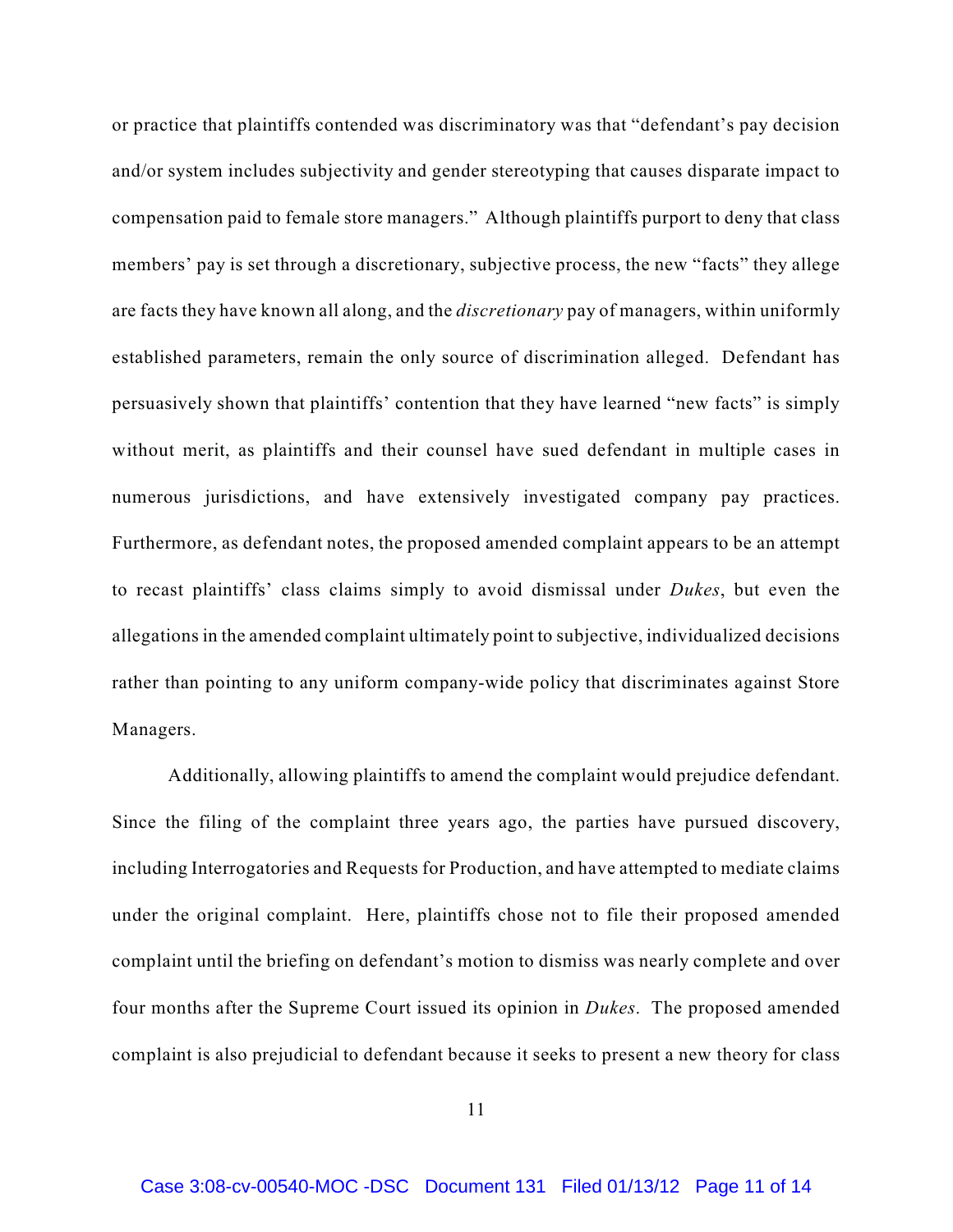or practice that plaintiffs contended was discriminatory was that "defendant's pay decision and/or system includes subjectivity and gender stereotyping that causes disparate impact to compensation paid to female store managers." Although plaintiffs purport to deny that class members' pay is set through a discretionary, subjective process, the new "facts" they allege are facts they have known all along, and the *discretionary* pay of managers, within uniformly established parameters, remain the only source of discrimination alleged. Defendant has persuasively shown that plaintiffs' contention that they have learned "new facts" is simply without merit, as plaintiffs and their counsel have sued defendant in multiple cases in numerous jurisdictions, and have extensively investigated company pay practices. Furthermore, as defendant notes, the proposed amended complaint appears to be an attempt to recast plaintiffs' class claims simply to avoid dismissal under *Dukes*, but even the allegations in the amended complaint ultimately point to subjective, individualized decisions rather than pointing to any uniform company-wide policy that discriminates against Store Managers.

Additionally, allowing plaintiffs to amend the complaint would prejudice defendant. Since the filing of the complaint three years ago, the parties have pursued discovery, including Interrogatories and Requests for Production, and have attempted to mediate claims under the original complaint. Here, plaintiffs chose not to file their proposed amended complaint until the briefing on defendant's motion to dismiss was nearly complete and over four months after the Supreme Court issued its opinion in *Dukes*. The proposed amended complaint is also prejudicial to defendant because it seeks to present a new theory for class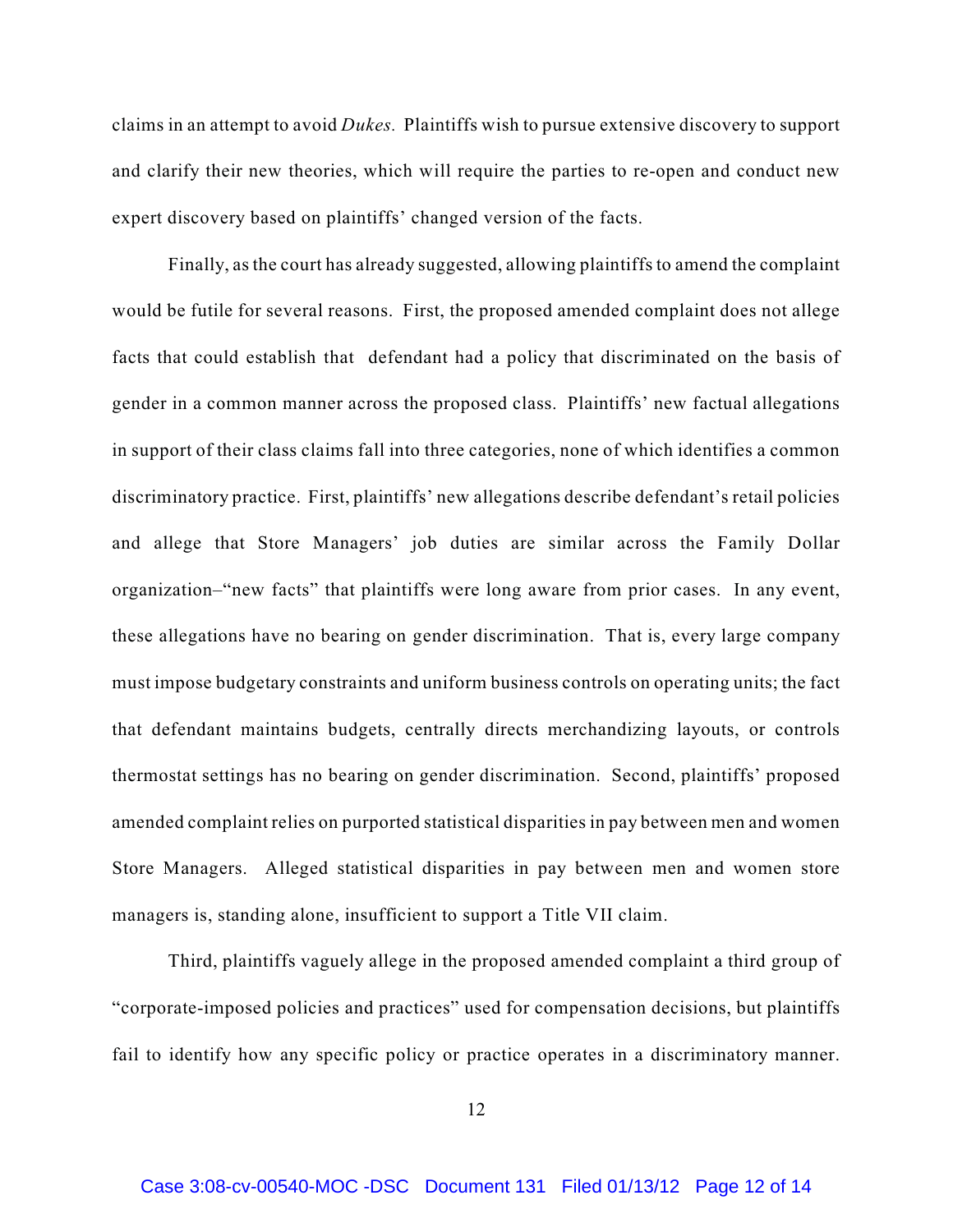claims in an attempt to avoid *Dukes*. Plaintiffs wish to pursue extensive discovery to support and clarify their new theories, which will require the parties to re-open and conduct new expert discovery based on plaintiffs' changed version of the facts.

Finally, as the court has already suggested, allowing plaintiffs to amend the complaint would be futile for several reasons. First, the proposed amended complaint does not allege facts that could establish that defendant had a policy that discriminated on the basis of gender in a common manner across the proposed class. Plaintiffs' new factual allegations in support of their class claims fall into three categories, none of which identifies a common discriminatory practice. First, plaintiffs' new allegations describe defendant's retail policies and allege that Store Managers' job duties are similar across the Family Dollar organization–"new facts" that plaintiffs were long aware from prior cases. In any event, these allegations have no bearing on gender discrimination. That is, every large company must impose budgetary constraints and uniform business controls on operating units; the fact that defendant maintains budgets, centrally directs merchandizing layouts, or controls thermostat settings has no bearing on gender discrimination. Second, plaintiffs' proposed amended complaint relies on purported statistical disparities in pay between men and women Store Managers. Alleged statistical disparities in pay between men and women store managers is, standing alone, insufficient to support a Title VII claim.

Third, plaintiffs vaguely allege in the proposed amended complaint a third group of "corporate-imposed policies and practices" used for compensation decisions, but plaintiffs fail to identify how any specific policy or practice operates in a discriminatory manner.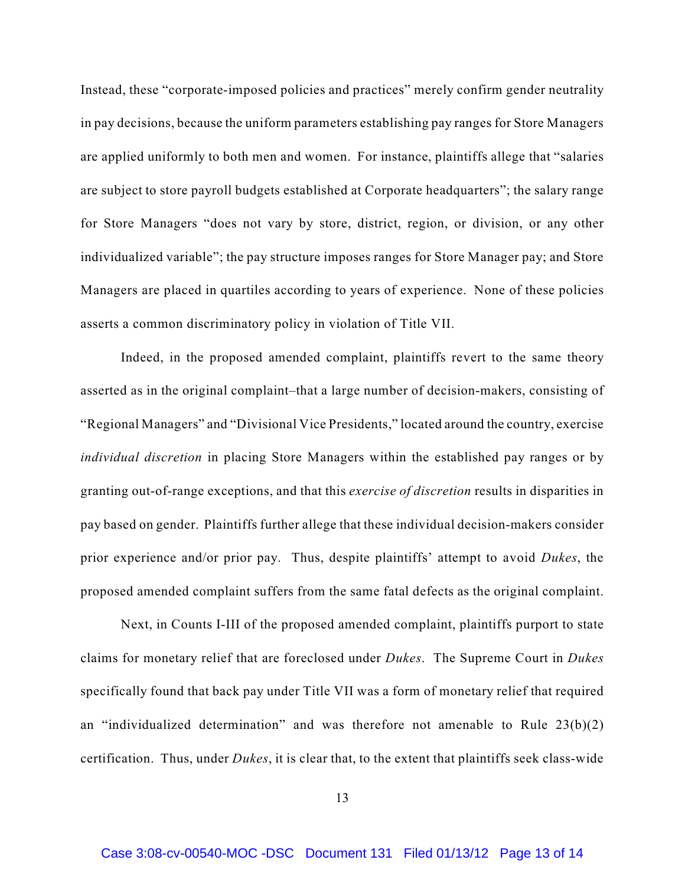Instead, these "corporate-imposed policies and practices" merely confirm gender neutrality in pay decisions, because the uniform parameters establishing pay ranges for Store Managers are applied uniformly to both men and women. For instance, plaintiffs allege that "salaries are subject to store payroll budgets established at Corporate headquarters"; the salary range for Store Managers "does not vary by store, district, region, or division, or any other individualized variable"; the pay structure imposes ranges for Store Manager pay; and Store Managers are placed in quartiles according to years of experience. None of these policies asserts a common discriminatory policy in violation of Title VII.

Indeed, in the proposed amended complaint, plaintiffs revert to the same theory asserted as in the original complaint–that a large number of decision-makers, consisting of "Regional Managers" and "Divisional Vice Presidents," located around the country, exercise *individual discretion* in placing Store Managers within the established pay ranges or by granting out-of-range exceptions, and that this *exercise of discretion* results in disparities in pay based on gender. Plaintiffs further allege that these individual decision-makers consider prior experience and/or prior pay. Thus, despite plaintiffs' attempt to avoid *Dukes*, the proposed amended complaint suffers from the same fatal defects as the original complaint.

Next, in Counts I-III of the proposed amended complaint, plaintiffs purport to state claims for monetary relief that are foreclosed under *Dukes*. The Supreme Court in *Dukes* specifically found that back pay under Title VII was a form of monetary relief that required an "individualized determination" and was therefore not amenable to Rule 23(b)(2) certification. Thus, under *Dukes*, it is clear that, to the extent that plaintiffs seek class-wide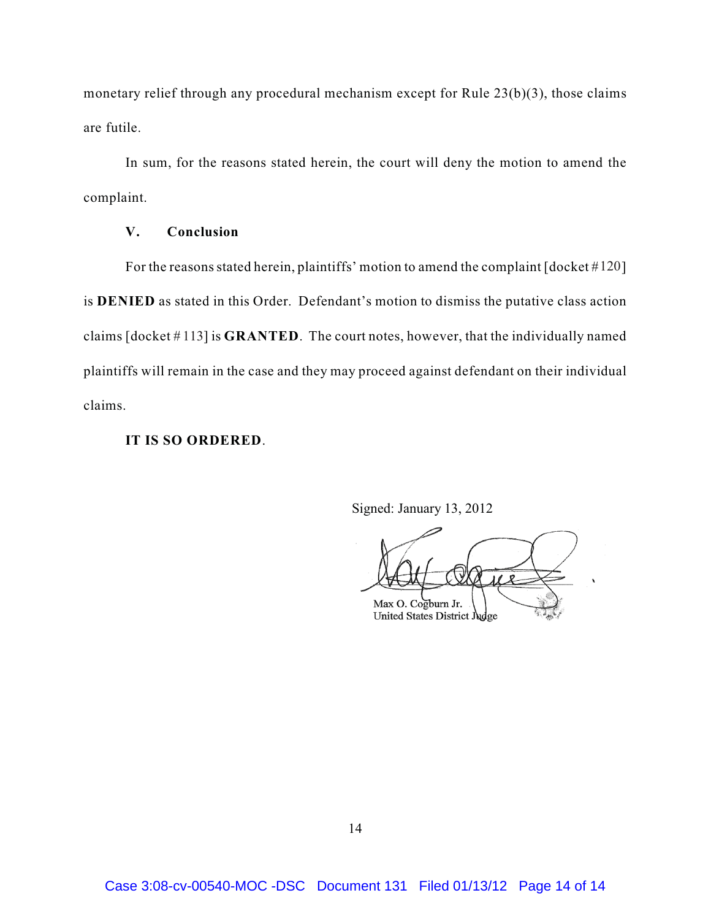monetary relief through any procedural mechanism except for Rule 23(b)(3), those claims are futile.

In sum, for the reasons stated herein, the court will deny the motion to amend the complaint.

### V. Conclusion

For the reasons stated herein, plaintiffs' motion to amend the complaint [docket #120] is **DENIED** as stated in this Order. Defendant's motion to dismiss the putative class action claims [docket # 113] is **GRANTED**. The court notes, however, that the individually named plaintiffs will remain in the case and they may proceed against defendant on their individual claims.

**IT IS SO ORDERED**.

Signed: January 13, 2012

Max O. Cogburn Jr.
United States District Judge